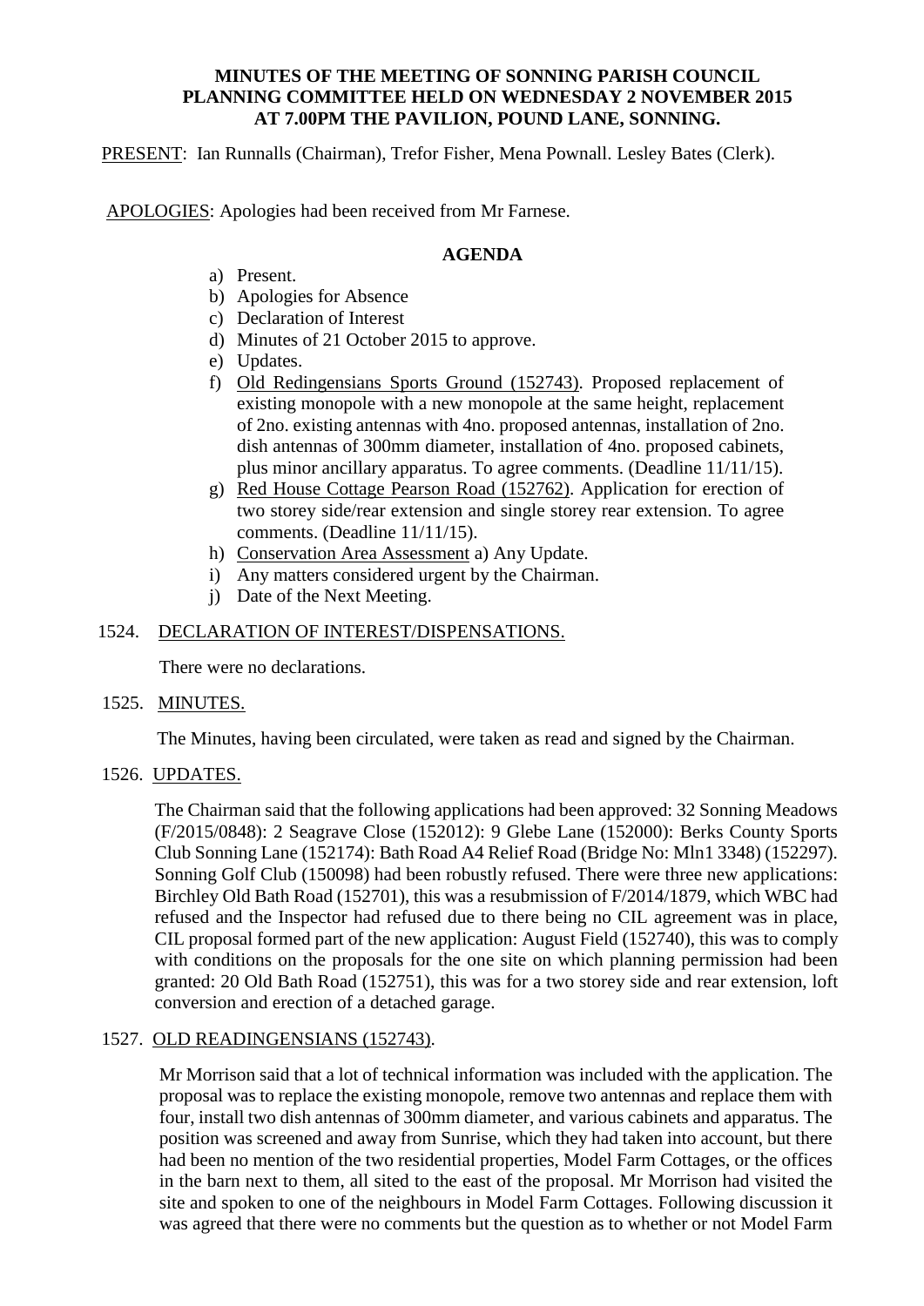**MINUTES OF THE MEETING OF SONNING PARISH COUNCIL PLANNING COMMITTEE HELD ON WEDNESDAY 2 NOVEMBER 2015 AT 7.00PM THE PAVILION, POUND LANE, SONNING.**

PRESENT: Ian Runnalls (Chairman), Trefor Fisher, Mena Pownall. Lesley Bates (Clerk).

APOLOGIES: Apologies had been received from Mr Farnese.

**AGENDA**

a) Present.
b) Apologies for Absence
c) Declaration of Interest
d) Minutes of 21 October 2015 to approve.
e) Updates.
f) Old Redingensians Sports Ground (152743). Proposed replacement of existing monopole with a new monopole at the same height, replacement of 2no. existing antennas with 4no. proposed antennas, installation of 2no. dish antennas of 300mm diameter, installation of 4no. proposed cabinets, plus minor ancillary apparatus. To agree comments. (Deadline 11/11/15).
g) Red House Cottage Pearson Road (152762). Application for erection of two storey side/rear extension and single storey rear extension. To agree comments. (Deadline 11/11/15).
h) Conservation Area Assessment a) Any Update.
i) Any matters considered urgent by the Chairman.
j) Date of the Next Meeting.

1524. DECLARATION OF INTEREST/DISPENSATIONS.

There were no declarations.

1525. MINUTES.

The Minutes, having been circulated, were taken as read and signed by the Chairman.

1526. UPDATES.

The Chairman said that the following applications had been approved: 32 Sonning Meadows (F/2015/0848): 2 Seagrave Close (152012): 9 Glebe Lane (152000): Berks County Sports Club Sonning Lane (152174): Bath Road A4 Relief Road (Bridge No: Mln1 3348) (152297). Sonning Golf Club (150098) had been robustly refused. There were three new applications: Birchley Old Bath Road (152701), this was a resubmission of F/2014/1879, which WBC had refused and the Inspector had refused due to there being no CIL agreement was in place, CIL proposal formed part of the new application: August Field (152740), this was to comply with conditions on the proposals for the one site on which planning permission had been granted: 20 Old Bath Road (152751), this was for a two storey side and rear extension, loft conversion and erection of a detached garage.

1527. OLD READINGENSIANS (152743).

Mr Morrison said that a lot of technical information was included with the application. The proposal was to replace the existing monopole, remove two antennas and replace them with four, install two dish antennas of 300mm diameter, and various cabinets and apparatus. The position was screened and away from Sunrise, which they had taken into account, but there had been no mention of the two residential properties, Model Farm Cottages, or the offices in the barn next to them, all sited to the east of the proposal. Mr Morrison had visited the site and spoken to one of the neighbours in Model Farm Cottages. Following discussion it was agreed that there were no comments but the question as to whether or not Model Farm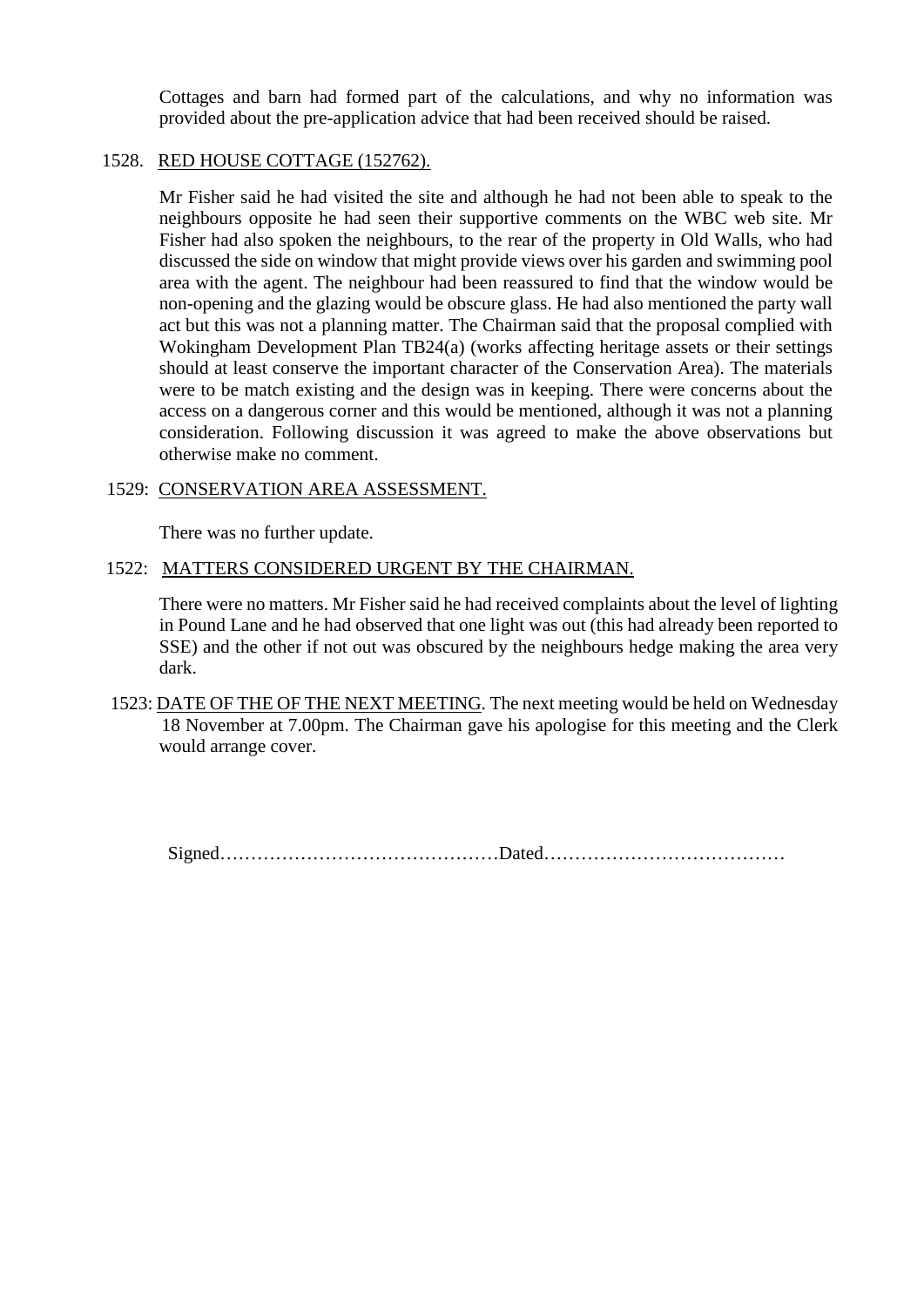Cottages and barn had formed part of the calculations, and why no information was provided about the pre-application advice that had been received should be raised.

1528. RED HOUSE COTTAGE (152762).

Mr Fisher said he had visited the site and although he had not been able to speak to the neighbours opposite he had seen their supportive comments on the WBC web site. Mr Fisher had also spoken the neighbours, to the rear of the property in Old Walls, who had discussed the side on window that might provide views over his garden and swimming pool area with the agent. The neighbour had been reassured to find that the window would be non-opening and the glazing would be obscure glass. He had also mentioned the party wall act but this was not a planning matter. The Chairman said that the proposal complied with Wokingham Development Plan TB24(a) (works affecting heritage assets or their settings should at least conserve the important character of the Conservation Area). The materials were to be match existing and the design was in keeping. There were concerns about the access on a dangerous corner and this would be mentioned, although it was not a planning consideration. Following discussion it was agreed to make the above observations but otherwise make no comment.

1529: CONSERVATION AREA ASSESSMENT.

There was no further update.

1522: MATTERS CONSIDERED URGENT BY THE CHAIRMAN.

There were no matters. Mr Fisher said he had received complaints about the level of lighting in Pound Lane and he had observed that one light was out (this had already been reported to SSE) and the other if not out was obscured by the neighbours hedge making the area very dark.

1523: DATE OF THE OF THE NEXT MEETING. The next meeting would be held on Wednesday 18 November at 7.00pm. The Chairman gave his apologise for this meeting and the Clerk would arrange cover.

Signed………………………………………Dated…………………………………